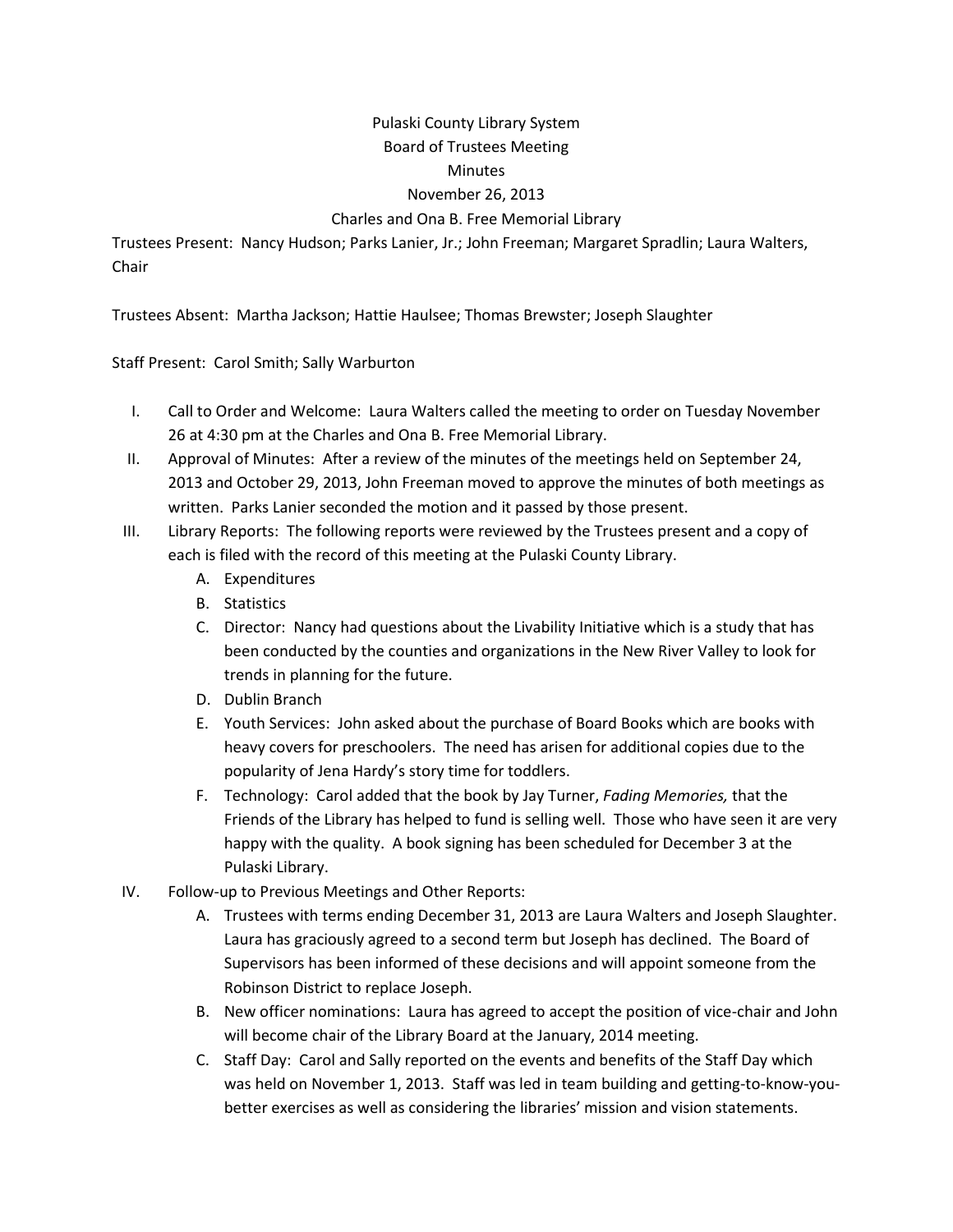Pulaski County Library System
Board of Trustees Meeting
Minutes
November 26, 2013
Charles and Ona B. Free Memorial Library

Trustees Present: Nancy Hudson; Parks Lanier, Jr.; John Freeman; Margaret Spradlin; Laura Walters, Chair

Trustees Absent: Martha Jackson; Hattie Haulsee; Thomas Brewster; Joseph Slaughter

Staff Present: Carol Smith; Sally Warburton

I. Call to Order and Welcome: Laura Walters called the meeting to order on Tuesday November 26 at 4:30 pm at the Charles and Ona B. Free Memorial Library.

II. Approval of Minutes: After a review of the minutes of the meetings held on September 24, 2013 and October 29, 2013, John Freeman moved to approve the minutes of both meetings as written. Parks Lanier seconded the motion and it passed by those present.

III. Library Reports: The following reports were reviewed by the Trustees present and a copy of each is filed with the record of this meeting at the Pulaski County Library.
   - A. Expenditures
   - B. Statistics
   - C. Director: Nancy had questions about the Livability Initiative which is a study that has been conducted by the counties and organizations in the New River Valley to look for trends in planning for the future.
   - D. Dublin Branch
   - E. Youth Services: John asked about the purchase of Board Books which are books with heavy covers for preschoolers. The need has arisen for additional copies due to the popularity of Jena Hardy's story time for toddlers.
   - F. Technology: Carol added that the book by Jay Turner, *Fading Memories,* that the Friends of the Library has helped to fund is selling well. Those who have seen it are very happy with the quality. A book signing has been scheduled for December 3 at the Pulaski Library.

IV. Follow-up to Previous Meetings and Other Reports:
   - A. Trustees with terms ending December 31, 2013 are Laura Walters and Joseph Slaughter. Laura has graciously agreed to a second term but Joseph has declined. The Board of Supervisors has been informed of these decisions and will appoint someone from the Robinson District to replace Joseph.
   - B. New officer nominations: Laura has agreed to accept the position of vice-chair and John will become chair of the Library Board at the January, 2014 meeting.
   - C. Staff Day: Carol and Sally reported on the events and benefits of the Staff Day which was held on November 1, 2013. Staff was led in team building and getting-to-know-you-better exercises as well as considering the libraries' mission and vision statements.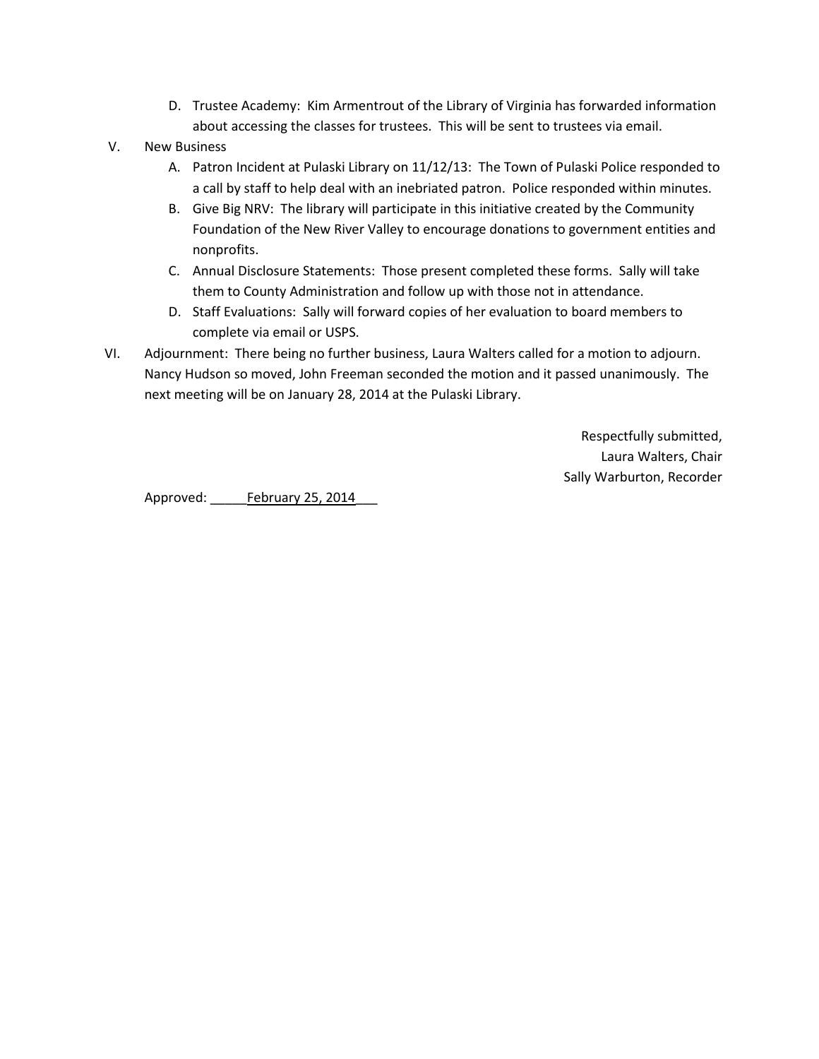D. Trustee Academy: Kim Armentrout of the Library of Virginia has forwarded information about accessing the classes for trustees. This will be sent to trustees via email.

V. New Business
   A. Patron Incident at Pulaski Library on 11/12/13: The Town of Pulaski Police responded to a call by staff to help deal with an inebriated patron. Police responded within minutes.
   B. Give Big NRV: The library will participate in this initiative created by the Community Foundation of the New River Valley to encourage donations to government entities and nonprofits.
   C. Annual Disclosure Statements: Those present completed these forms. Sally will take them to County Administration and follow up with those not in attendance.
   D. Staff Evaluations: Sally will forward copies of her evaluation to board members to complete via email or USPS.

VI. Adjournment: There being no further business, Laura Walters called for a motion to adjourn. Nancy Hudson so moved, John Freeman seconded the motion and it passed unanimously. The next meeting will be on January 28, 2014 at the Pulaski Library.

Respectfully submitted,
Laura Walters, Chair
Sally Warburton, Recorder

Approved: _____February 25, 2014___